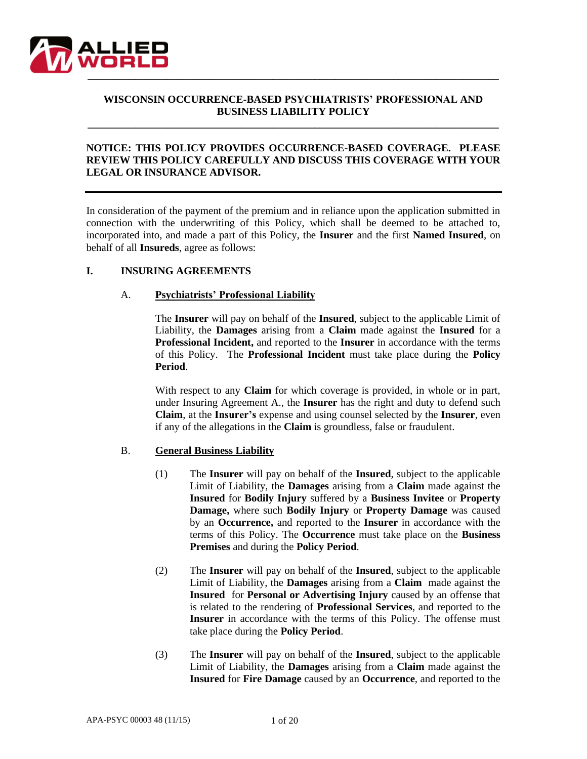# WISCONSIN OCCURRENCE-BASED PSYCHIATRISTS' PROFESSIONAL AND BUSINESS LIABILITY POLICY

**NOTICE: THIS POLICY PROVIDES OCCURRENCE-BASED COVERAGE. PLEASE REVIEW THIS POLICY CAREFULLY AND DISCUSS THIS COVERAGE WITH YOUR LEGAL OR INSURANCE ADVISOR.**

---

In consideration of the payment of the premium and in reliance upon the application submitted in connection with the underwriting of this Policy, which shall be deemed to be attached to, incorporated into, and made a part of this Policy, the **Insurer** and the first **Named Insured**, on behalf of all **Insureds**, agree as follows:

## I. INSURING AGREEMENTS

### A. Psychiatrists' Professional Liability

The **Insurer** will pay on behalf of the **Insured**, subject to the applicable Limit of Liability, the **Damages** arising from a **Claim** made against the **Insured** for a **Professional Incident,** and reported to the **Insurer** in accordance with the terms of this Policy. The **Professional Incident** must take place during the **Policy Period**.

With respect to any **Claim** for which coverage is provided, in whole or in part, under Insuring Agreement A., the **Insurer** has the right and duty to defend such **Claim**, at the **Insurer's** expense and using counsel selected by the **Insurer**, even if any of the allegations in the **Claim** is groundless, false or fraudulent.

### B. General Business Liability

(1) The **Insurer** will pay on behalf of the **Insured**, subject to the applicable Limit of Liability, the **Damages** arising from a **Claim** made against the **Insured** for **Bodily Injury** suffered by a **Business Invitee** or **Property Damage,** where such **Bodily Injury** or **Property Damage** was caused by an **Occurrence,** and reported to the **Insurer** in accordance with the terms of this Policy. The **Occurrence** must take place on the **Business Premises** and during the **Policy Period**.

(2) The **Insurer** will pay on behalf of the **Insured**, subject to the applicable Limit of Liability, the **Damages** arising from a **Claim** made against the **Insured** for **Personal or Advertising Injury** caused by an offense that is related to the rendering of **Professional Services**, and reported to the **Insurer** in accordance with the terms of this Policy. The offense must take place during the **Policy Period**.

(3) The **Insurer** will pay on behalf of the **Insured**, subject to the applicable Limit of Liability, the **Damages** arising from a **Claim** made against the **Insured** for **Fire Damage** caused by an **Occurrence**, and reported to the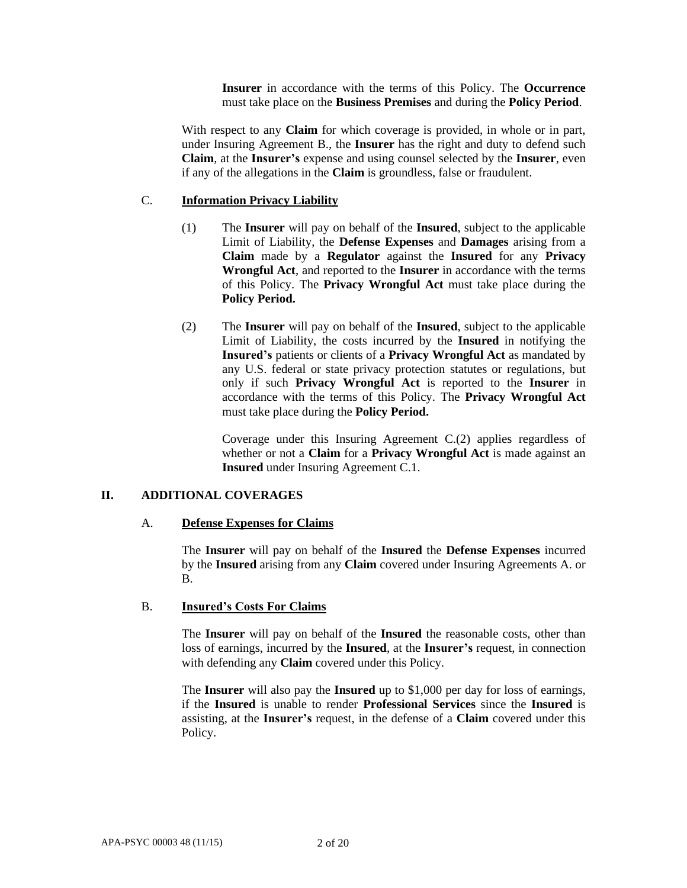**Insurer** in accordance with the terms of this Policy. The **Occurrence** must take place on the **Business Premises** and during the **Policy Period**.

With respect to any **Claim** for which coverage is provided, in whole or in part, under Insuring Agreement B., the **Insurer** has the right and duty to defend such **Claim**, at the **Insurer's** expense and using counsel selected by the **Insurer**, even if any of the allegations in the **Claim** is groundless, false or fraudulent.

C. **Information Privacy Liability**

(1) The **Insurer** will pay on behalf of the **Insured**, subject to the applicable Limit of Liability, the **Defense Expenses** and **Damages** arising from a **Claim** made by a **Regulator** against the **Insured** for any **Privacy Wrongful Act**, and reported to the **Insurer** in accordance with the terms of this Policy. The **Privacy Wrongful Act** must take place during the **Policy Period.**

(2) The **Insurer** will pay on behalf of the **Insured**, subject to the applicable Limit of Liability, the costs incurred by the **Insured** in notifying the **Insured's** patients or clients of a **Privacy Wrongful Act** as mandated by any U.S. federal or state privacy protection statutes or regulations, but only if such **Privacy Wrongful Act** is reported to the **Insurer** in accordance with the terms of this Policy. The **Privacy Wrongful Act** must take place during the **Policy Period.**

Coverage under this Insuring Agreement C.(2) applies regardless of whether or not a **Claim** for a **Privacy Wrongful Act** is made against an **Insured** under Insuring Agreement C.1.

## II. ADDITIONAL COVERAGES

A. **Defense Expenses for Claims**

The **Insurer** will pay on behalf of the **Insured** the **Defense Expenses** incurred by the **Insured** arising from any **Claim** covered under Insuring Agreements A. or B.

B. **Insured's Costs For Claims**

The **Insurer** will pay on behalf of the **Insured** the reasonable costs, other than loss of earnings, incurred by the **Insured**, at the **Insurer's** request, in connection with defending any **Claim** covered under this Policy.

The **Insurer** will also pay the **Insured** up to $1,000 per day for loss of earnings, if the **Insured** is unable to render **Professional Services** since the **Insured** is assisting, at the **Insurer's** request, in the defense of a **Claim** covered under this Policy.

APA-PSYC 00003 48 (11/15)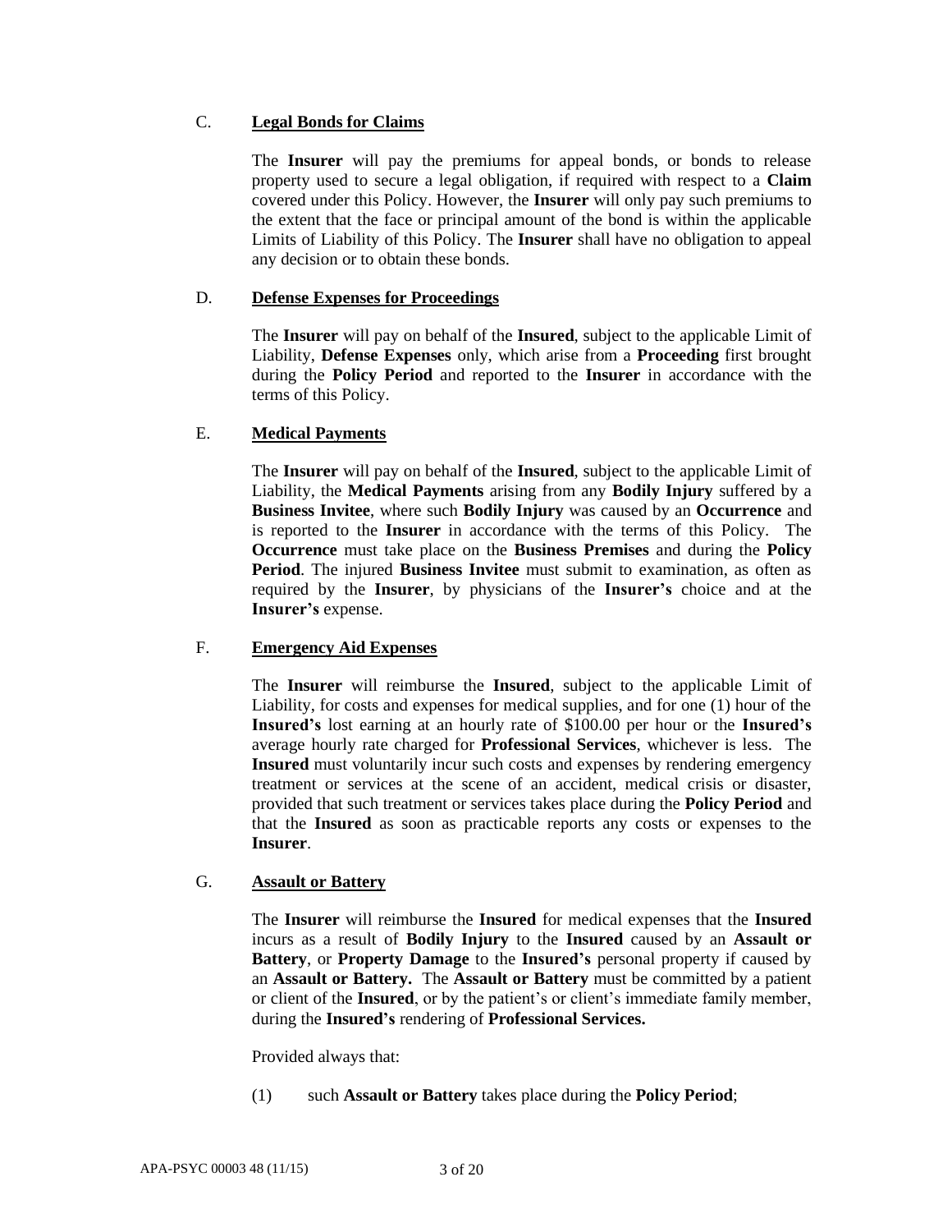C. **<u>Legal Bonds for Claims</u>**

The **Insurer** will pay the premiums for appeal bonds, or bonds to release property used to secure a legal obligation, if required with respect to a **Claim** covered under this Policy. However, the **Insurer** will only pay such premiums to the extent that the face or principal amount of the bond is within the applicable Limits of Liability of this Policy. The **Insurer** shall have no obligation to appeal any decision or to obtain these bonds.

D. **<u>Defense Expenses for Proceedings</u>**

The **Insurer** will pay on behalf of the **Insured**, subject to the applicable Limit of Liability, **Defense Expenses** only, which arise from a **Proceeding** first brought during the **Policy Period** and reported to the **Insurer** in accordance with the terms of this Policy.

E. **<u>Medical Payments</u>**

The **Insurer** will pay on behalf of the **Insured**, subject to the applicable Limit of Liability, the **Medical Payments** arising from any **Bodily Injury** suffered by a **Business Invitee**, where such **Bodily Injury** was caused by an **Occurrence** and is reported to the **Insurer** in accordance with the terms of this Policy. The **Occurrence** must take place on the **Business Premises** and during the **Policy Period**. The injured **Business Invitee** must submit to examination, as often as required by the **Insurer**, by physicians of the **Insurer's** choice and at the **Insurer's** expense.

F. **<u>Emergency Aid Expenses</u>**

The **Insurer** will reimburse the **Insured**, subject to the applicable Limit of Liability, for costs and expenses for medical supplies, and for one (1) hour of the **Insured's** lost earning at an hourly rate of $100.00 per hour or the **Insured's** average hourly rate charged for **Professional Services**, whichever is less. The **Insured** must voluntarily incur such costs and expenses by rendering emergency treatment or services at the scene of an accident, medical crisis or disaster, provided that such treatment or services takes place during the **Policy Period** and that the **Insured** as soon as practicable reports any costs or expenses to the **Insurer**.

G. **<u>Assault or Battery</u>**

The **Insurer** will reimburse the **Insured** for medical expenses that the **Insured** incurs as a result of **Bodily Injury** to the **Insured** caused by an **Assault or Battery**, or **Property Damage** to the **Insured's** personal property if caused by an **Assault or Battery.** The **Assault or Battery** must be committed by a patient or client of the **Insured**, or by the patient's or client's immediate family member, during the **Insured's** rendering of **Professional Services.**

Provided always that:

(1) such **Assault or Battery** takes place during the **Policy Period**;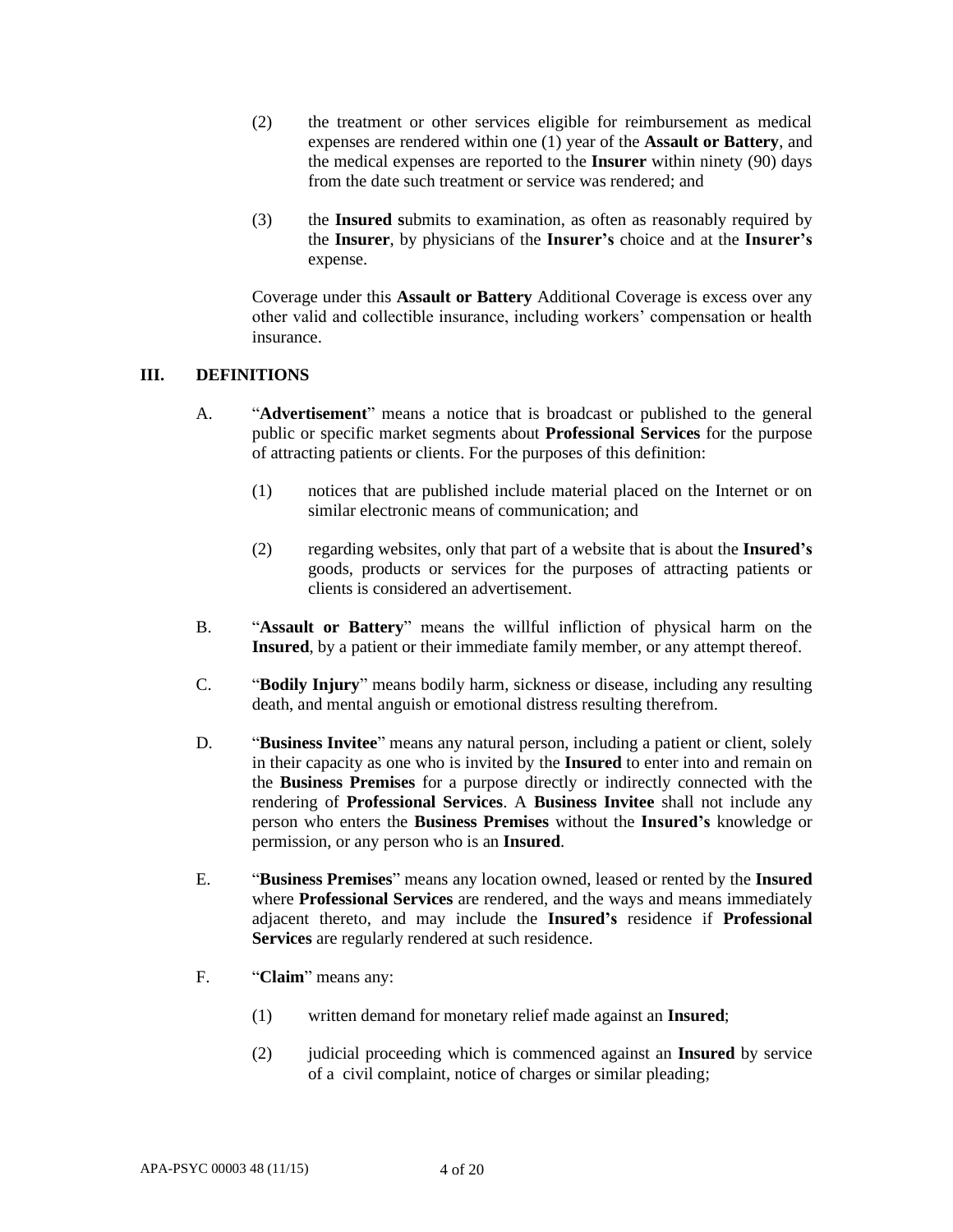(2) the treatment or other services eligible for reimbursement as medical expenses are rendered within one (1) year of the **Assault or Battery**, and the medical expenses are reported to the **Insurer** within ninety (90) days from the date such treatment or service was rendered; and

(3) the **Insured s**ubmits to examination, as often as reasonably required by the **Insurer**, by physicians of the **Insurer's** choice and at the **Insurer's** expense.

Coverage under this **Assault or Battery** Additional Coverage is excess over any other valid and collectible insurance, including workers' compensation or health insurance.

## III. DEFINITIONS

A. "**Advertisement**" means a notice that is broadcast or published to the general public or specific market segments about **Professional Services** for the purpose of attracting patients or clients. For the purposes of this definition:

(1) notices that are published include material placed on the Internet or on similar electronic means of communication; and

(2) regarding websites, only that part of a website that is about the **Insured's** goods, products or services for the purposes of attracting patients or clients is considered an advertisement.

B. "**Assault or Battery**" means the willful infliction of physical harm on the **Insured**, by a patient or their immediate family member, or any attempt thereof.

C. "**Bodily Injury**" means bodily harm, sickness or disease, including any resulting death, and mental anguish or emotional distress resulting therefrom.

D. "**Business Invitee**" means any natural person, including a patient or client, solely in their capacity as one who is invited by the **Insured** to enter into and remain on the **Business Premises** for a purpose directly or indirectly connected with the rendering of **Professional Services**. A **Business Invitee** shall not include any person who enters the **Business Premises** without the **Insured's** knowledge or permission, or any person who is an **Insured**.

E. "**Business Premises**" means any location owned, leased or rented by the **Insured** where **Professional Services** are rendered, and the ways and means immediately adjacent thereto, and may include the **Insured's** residence if **Professional Services** are regularly rendered at such residence.

F. "**Claim**" means any:

(1) written demand for monetary relief made against an **Insured**;

(2) judicial proceeding which is commenced against an **Insured** by service of a civil complaint, notice of charges or similar pleading;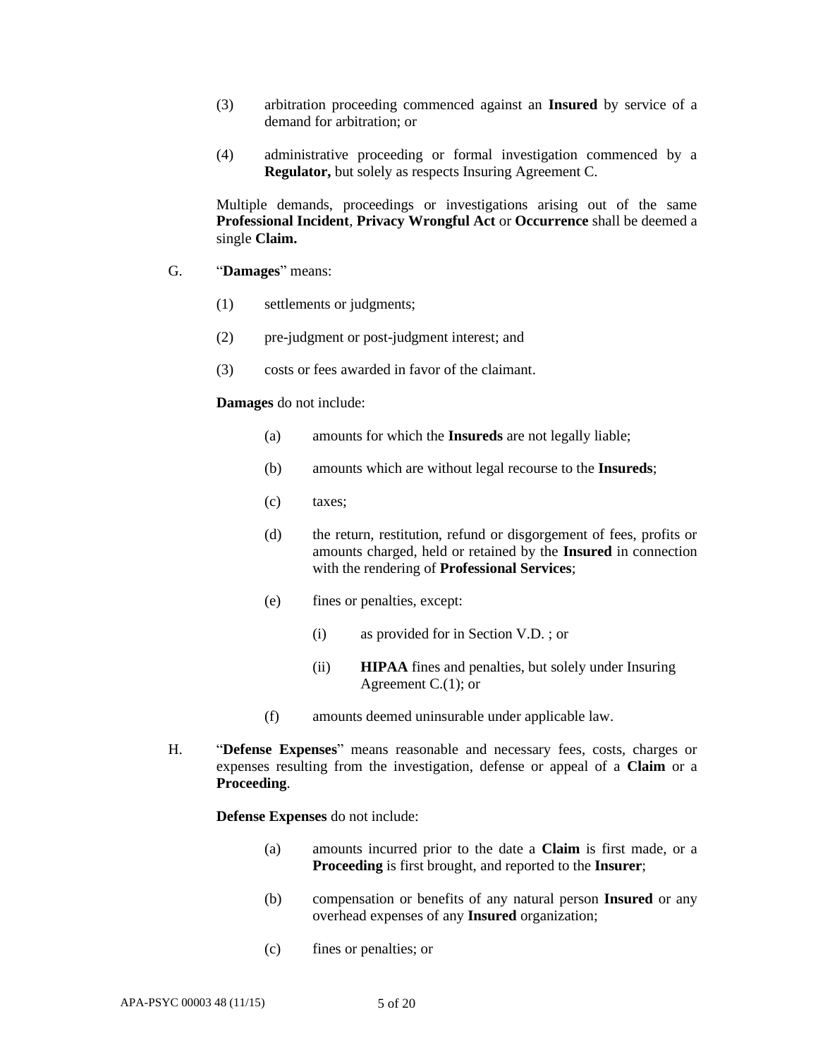(3) arbitration proceeding commenced against an **Insured** by service of a demand for arbitration; or

(4) administrative proceeding or formal investigation commenced by a **Regulator,** but solely as respects Insuring Agreement C.

Multiple demands, proceedings or investigations arising out of the same **Professional Incident**, **Privacy Wrongful Act** or **Occurrence** shall be deemed a single **Claim.**

G. "**Damages**" means:

(1) settlements or judgments;

(2) pre-judgment or post-judgment interest; and

(3) costs or fees awarded in favor of the claimant.

**Damages** do not include:

(a) amounts for which the **Insureds** are not legally liable;

(b) amounts which are without legal recourse to the **Insureds**;

(c) taxes;

(d) the return, restitution, refund or disgorgement of fees, profits or amounts charged, held or retained by the **Insured** in connection with the rendering of **Professional Services**;

(e) fines or penalties, except:

(i) as provided for in Section V.D. ; or

(ii) **HIPAA** fines and penalties, but solely under Insuring Agreement C.(1); or

(f) amounts deemed uninsurable under applicable law.

H. "**Defense Expenses**" means reasonable and necessary fees, costs, charges or expenses resulting from the investigation, defense or appeal of a **Claim** or a **Proceeding**.

**Defense Expenses** do not include:

(a) amounts incurred prior to the date a **Claim** is first made, or a **Proceeding** is first brought, and reported to the **Insurer**;

(b) compensation or benefits of any natural person **Insured** or any overhead expenses of any **Insured** organization;

(c) fines or penalties; or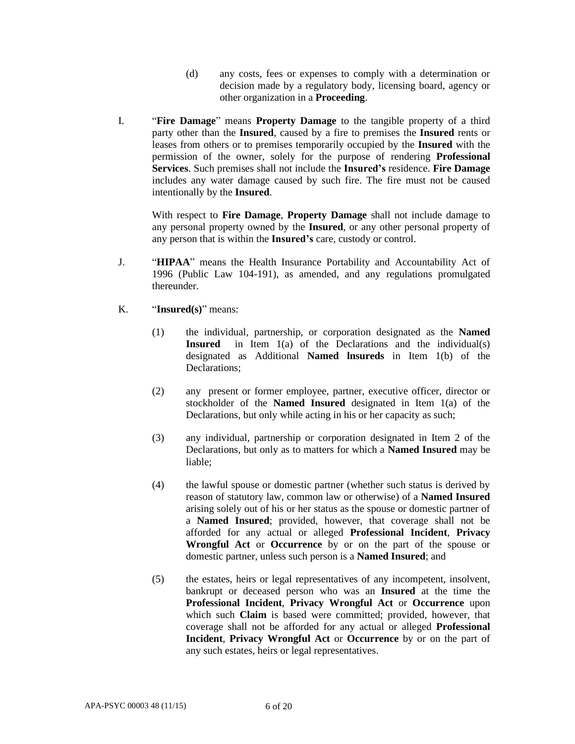(d) any costs, fees or expenses to comply with a determination or decision made by a regulatory body, licensing board, agency or other organization in a **Proceeding**.

I. "**Fire Damage**" means **Property Damage** to the tangible property of a third party other than the **Insured**, caused by a fire to premises the **Insured** rents or leases from others or to premises temporarily occupied by the **Insured** with the permission of the owner, solely for the purpose of rendering **Professional Services**. Such premises shall not include the **Insured's** residence. **Fire Damage** includes any water damage caused by such fire. The fire must not be caused intentionally by the **Insured**.

With respect to **Fire Damage**, **Property Damage** shall not include damage to any personal property owned by the **Insured**, or any other personal property of any person that is within the **Insured's** care, custody or control.

J. "**HIPAA**" means the Health Insurance Portability and Accountability Act of 1996 (Public Law 104-191), as amended, and any regulations promulgated thereunder.

K. "**Insured(s)**" means:

(1) the individual, partnership, or corporation designated as the **Named Insured** in Item 1(a) of the Declarations and the individual(s) designated as Additional **Named lnsureds** in Item 1(b) of the Declarations;

(2) any present or former employee, partner, executive officer, director or stockholder of the **Named Insured** designated in Item 1(a) of the Declarations, but only while acting in his or her capacity as such;

(3) any individual, partnership or corporation designated in Item 2 of the Declarations, but only as to matters for which a **Named Insured** may be liable;

(4) the lawful spouse or domestic partner (whether such status is derived by reason of statutory law, common law or otherwise) of a **Named Insured** arising solely out of his or her status as the spouse or domestic partner of a **Named Insured**; provided, however, that coverage shall not be afforded for any actual or alleged **Professional Incident**, **Privacy Wrongful Act** or **Occurrence** by or on the part of the spouse or domestic partner, unless such person is a **Named Insured**; and

(5) the estates, heirs or legal representatives of any incompetent, insolvent, bankrupt or deceased person who was an **Insured** at the time the **Professional Incident**, **Privacy Wrongful Act** or **Occurrence** upon which such **Claim** is based were committed; provided, however, that coverage shall not be afforded for any actual or alleged **Professional Incident**, **Privacy Wrongful Act** or **Occurrence** by or on the part of any such estates, heirs or legal representatives.

APA-PSYC 00003 48 (11/15)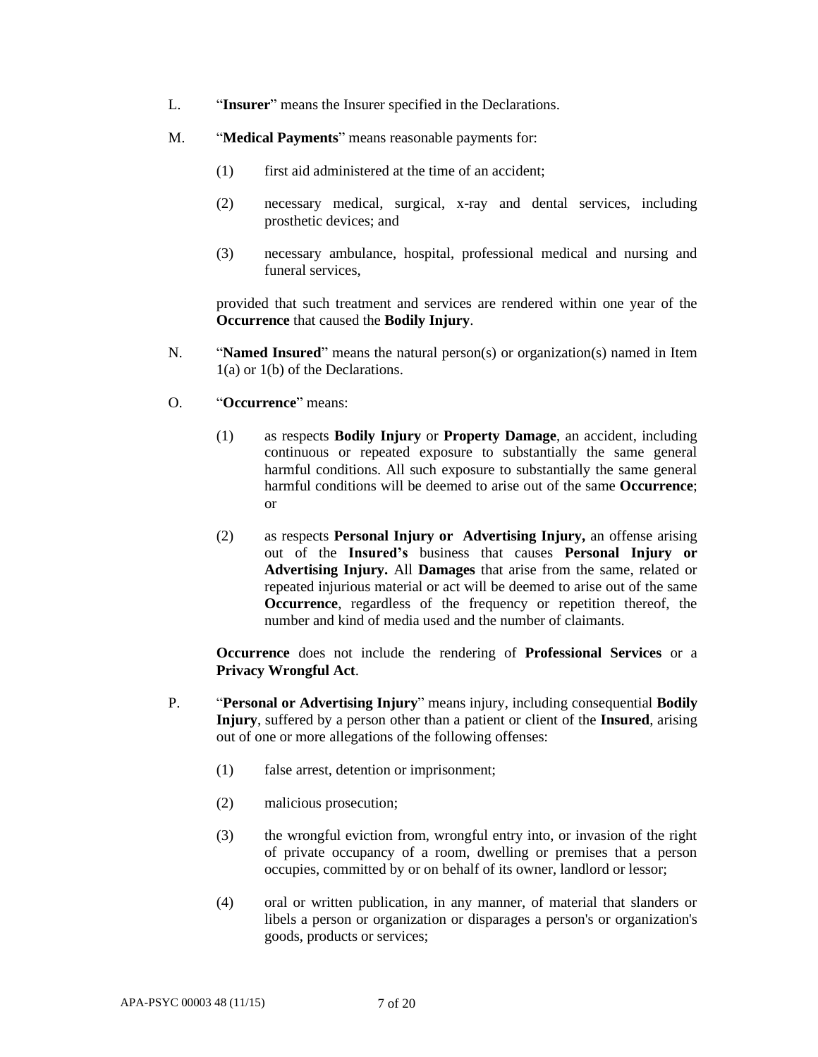L. "**Insurer**" means the Insurer specified in the Declarations.

M. "**Medical Payments**" means reasonable payments for:

> (1) first aid administered at the time of an accident;
>
> (2) necessary medical, surgical, x-ray and dental services, including prosthetic devices; and
>
> (3) necessary ambulance, hospital, professional medical and nursing and funeral services,

provided that such treatment and services are rendered within one year of the **Occurrence** that caused the **Bodily Injury**.

N. "**Named Insured**" means the natural person(s) or organization(s) named in Item 1(a) or 1(b) of the Declarations.

O. "**Occurrence**" means:

> (1) as respects **Bodily Injury** or **Property Damage**, an accident, including continuous or repeated exposure to substantially the same general harmful conditions. All such exposure to substantially the same general harmful conditions will be deemed to arise out of the same **Occurrence**; or
>
> (2) as respects **Personal Injury or Advertising Injury,** an offense arising out of the **Insured's** business that causes **Personal Injury or Advertising Injury.** All **Damages** that arise from the same, related or repeated injurious material or act will be deemed to arise out of the same **Occurrence**, regardless of the frequency or repetition thereof, the number and kind of media used and the number of claimants.

**Occurrence** does not include the rendering of **Professional Services** or a **Privacy Wrongful Act**.

P. "**Personal or Advertising Injury**" means injury, including consequential **Bodily Injury**, suffered by a person other than a patient or client of the **Insured**, arising out of one or more allegations of the following offenses:

> (1) false arrest, detention or imprisonment;
>
> (2) malicious prosecution;
>
> (3) the wrongful eviction from, wrongful entry into, or invasion of the right of private occupancy of a room, dwelling or premises that a person occupies, committed by or on behalf of its owner, landlord or lessor;
>
> (4) oral or written publication, in any manner, of material that slanders or libels a person or organization or disparages a person's or organization's goods, products or services;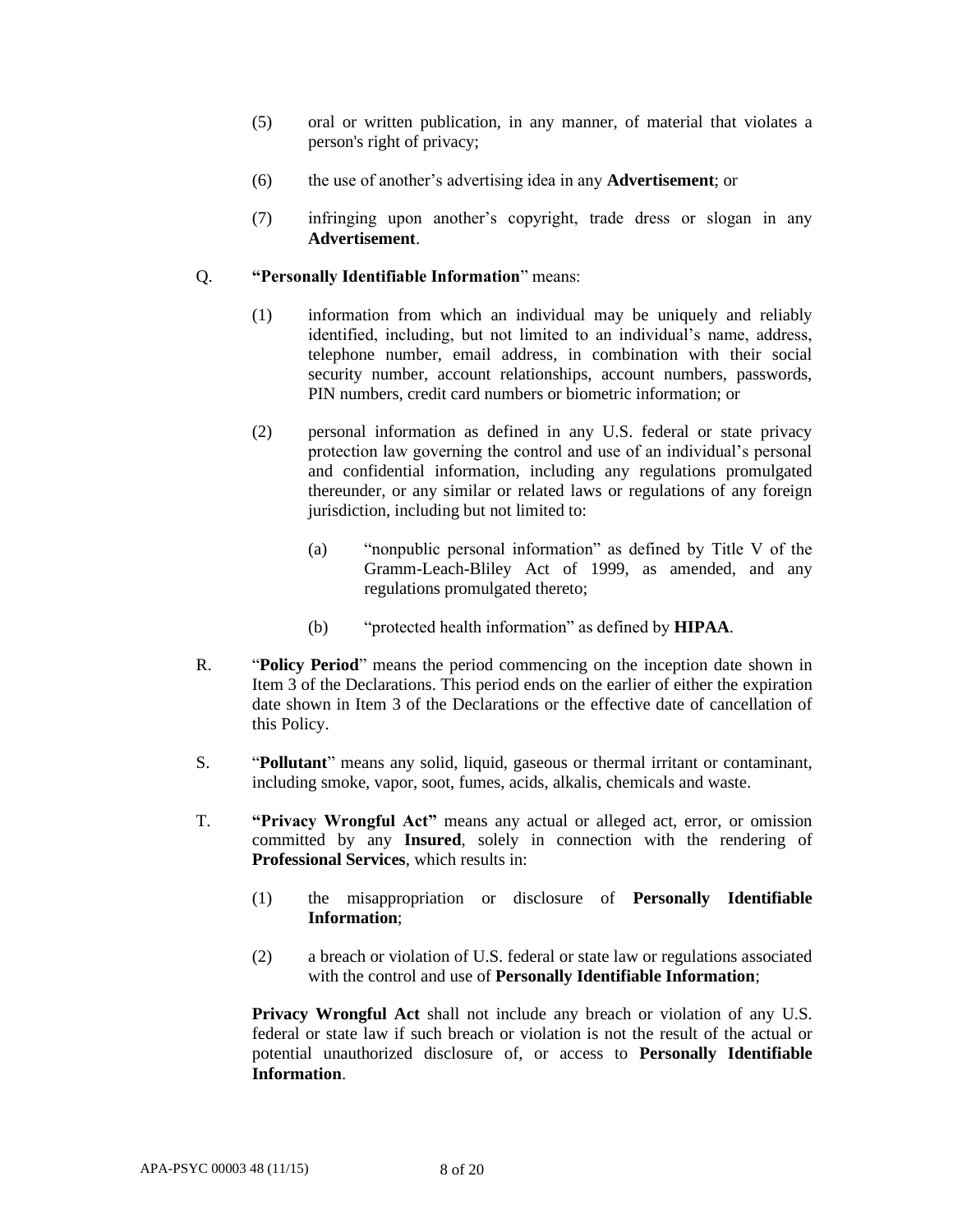(5) oral or written publication, in any manner, of material that violates a person's right of privacy;

(6) the use of another's advertising idea in any **Advertisement**; or

(7) infringing upon another's copyright, trade dress or slogan in any **Advertisement**.

Q. **"Personally Identifiable Information**" means:

(1) information from which an individual may be uniquely and reliably identified, including, but not limited to an individual's name, address, telephone number, email address, in combination with their social security number, account relationships, account numbers, passwords, PIN numbers, credit card numbers or biometric information; or

(2) personal information as defined in any U.S. federal or state privacy protection law governing the control and use of an individual's personal and confidential information, including any regulations promulgated thereunder, or any similar or related laws or regulations of any foreign jurisdiction, including but not limited to:

(a) "nonpublic personal information" as defined by Title V of the Gramm-Leach-Bliley Act of 1999, as amended, and any regulations promulgated thereto;

(b) "protected health information" as defined by **HIPAA**.

R. "**Policy Period**" means the period commencing on the inception date shown in Item 3 of the Declarations. This period ends on the earlier of either the expiration date shown in Item 3 of the Declarations or the effective date of cancellation of this Policy.

S. "**Pollutant**" means any solid, liquid, gaseous or thermal irritant or contaminant, including smoke, vapor, soot, fumes, acids, alkalis, chemicals and waste.

T. **"Privacy Wrongful Act"** means any actual or alleged act, error, or omission committed by any **Insured**, solely in connection with the rendering of **Professional Services**, which results in:

(1) the misappropriation or disclosure of **Personally Identifiable Information**;

(2) a breach or violation of U.S. federal or state law or regulations associated with the control and use of **Personally Identifiable Information**;

**Privacy Wrongful Act** shall not include any breach or violation of any U.S. federal or state law if such breach or violation is not the result of the actual or potential unauthorized disclosure of, or access to **Personally Identifiable Information**.

APA-PSYC 00003 48 (11/15)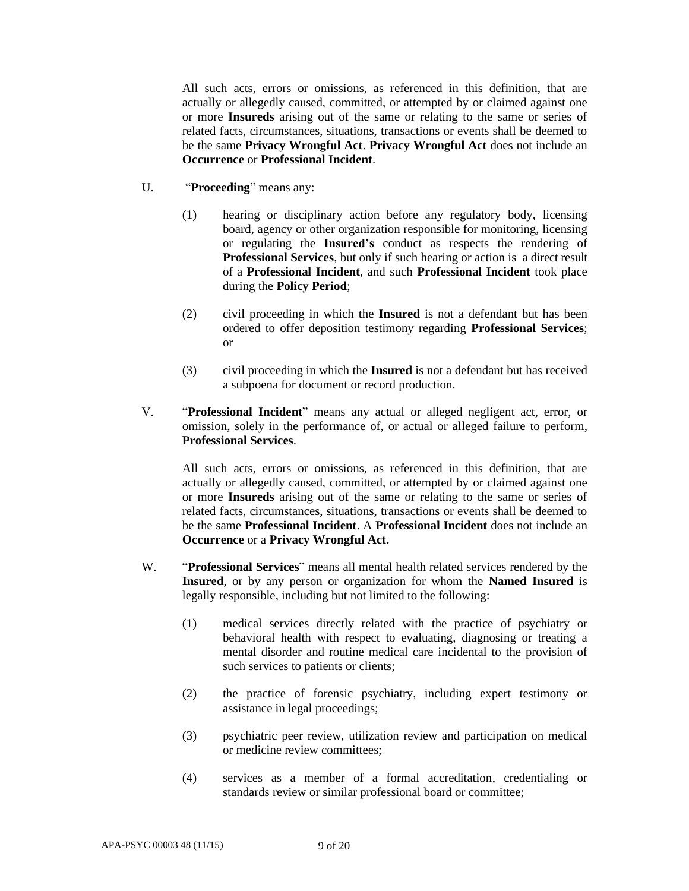All such acts, errors or omissions, as referenced in this definition, that are actually or allegedly caused, committed, or attempted by or claimed against one or more **Insureds** arising out of the same or relating to the same or series of related facts, circumstances, situations, transactions or events shall be deemed to be the same **Privacy Wrongful Act**. **Privacy Wrongful Act** does not include an **Occurrence** or **Professional Incident**.

U. "**Proceeding**" means any:

(1) hearing or disciplinary action before any regulatory body, licensing board, agency or other organization responsible for monitoring, licensing or regulating the **Insured's** conduct as respects the rendering of **Professional Services**, but only if such hearing or action is a direct result of a **Professional Incident**, and such **Professional Incident** took place during the **Policy Period**;

(2) civil proceeding in which the **Insured** is not a defendant but has been ordered to offer deposition testimony regarding **Professional Services**; or

(3) civil proceeding in which the **Insured** is not a defendant but has received a subpoena for document or record production.

V. "**Professional Incident**" means any actual or alleged negligent act, error, or omission, solely in the performance of, or actual or alleged failure to perform, **Professional Services**.

All such acts, errors or omissions, as referenced in this definition, that are actually or allegedly caused, committed, or attempted by or claimed against one or more **Insureds** arising out of the same or relating to the same or series of related facts, circumstances, situations, transactions or events shall be deemed to be the same **Professional Incident**. A **Professional Incident** does not include an **Occurrence** or a **Privacy Wrongful Act.**

W. "**Professional Services**" means all mental health related services rendered by the **Insured**, or by any person or organization for whom the **Named Insured** is legally responsible, including but not limited to the following:

(1) medical services directly related with the practice of psychiatry or behavioral health with respect to evaluating, diagnosing or treating a mental disorder and routine medical care incidental to the provision of such services to patients or clients;

(2) the practice of forensic psychiatry, including expert testimony or assistance in legal proceedings;

(3) psychiatric peer review, utilization review and participation on medical or medicine review committees;

(4) services as a member of a formal accreditation, credentialing or standards review or similar professional board or committee;

APA-PSYC 00003 48 (11/15)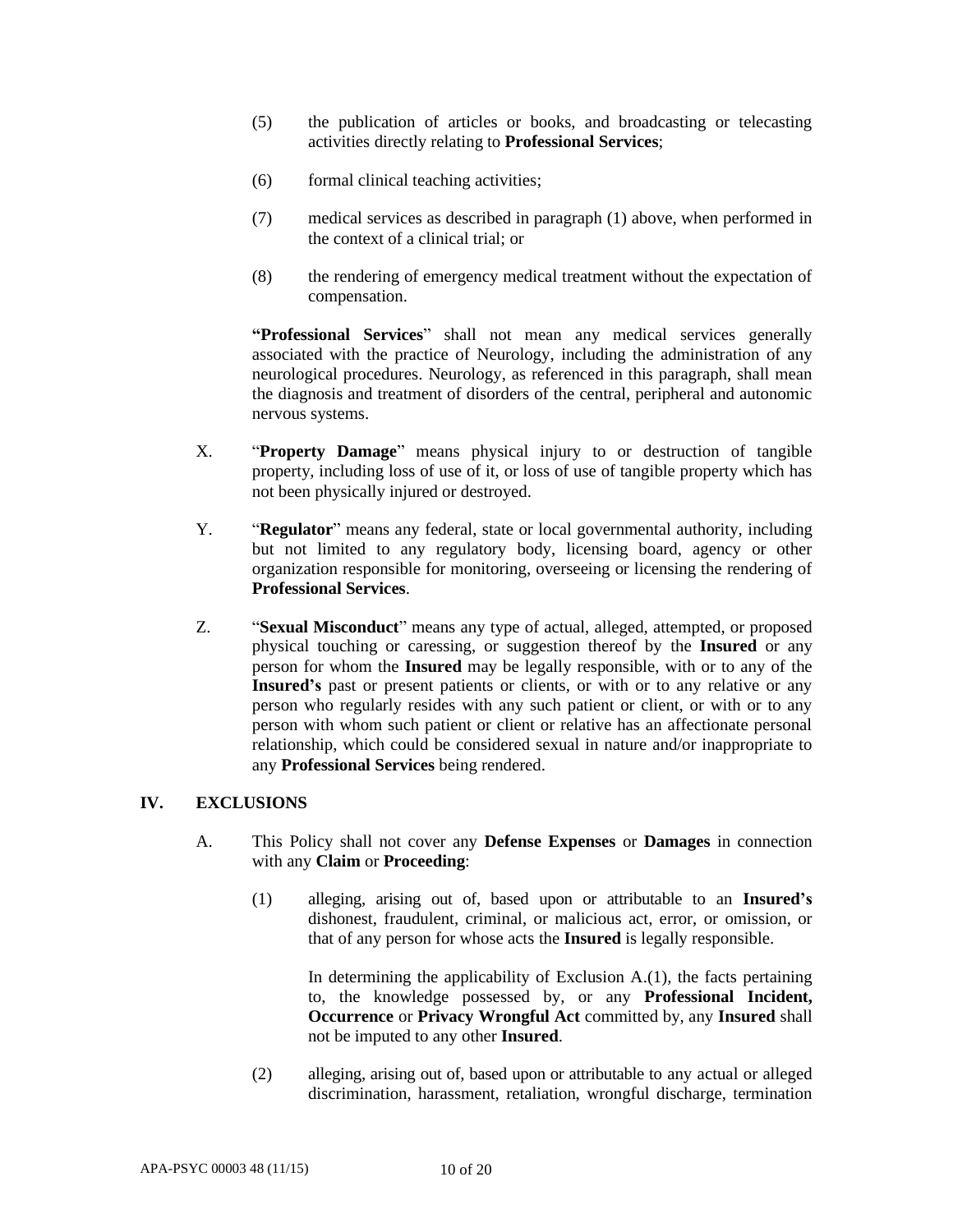(5) the publication of articles or books, and broadcasting or telecasting activities directly relating to **Professional Services**;

(6) formal clinical teaching activities;

(7) medical services as described in paragraph (1) above, when performed in the context of a clinical trial; or

(8) the rendering of emergency medical treatment without the expectation of compensation.

**"Professional Services**" shall not mean any medical services generally associated with the practice of Neurology, including the administration of any neurological procedures. Neurology, as referenced in this paragraph, shall mean the diagnosis and treatment of disorders of the central, peripheral and autonomic nervous systems.

X. "**Property Damage**" means physical injury to or destruction of tangible property, including loss of use of it, or loss of use of tangible property which has not been physically injured or destroyed.

Y. "**Regulator**" means any federal, state or local governmental authority, including but not limited to any regulatory body, licensing board, agency or other organization responsible for monitoring, overseeing or licensing the rendering of **Professional Services**.

Z. "**Sexual Misconduct**" means any type of actual, alleged, attempted, or proposed physical touching or caressing, or suggestion thereof by the **Insured** or any person for whom the **Insured** may be legally responsible, with or to any of the **Insured's** past or present patients or clients, or with or to any relative or any person who regularly resides with any such patient or client, or with or to any person with whom such patient or client or relative has an affectionate personal relationship, which could be considered sexual in nature and/or inappropriate to any **Professional Services** being rendered.

## IV. EXCLUSIONS

A. This Policy shall not cover any **Defense Expenses** or **Damages** in connection with any **Claim** or **Proceeding**:

(1) alleging, arising out of, based upon or attributable to an **Insured's** dishonest, fraudulent, criminal, or malicious act, error, or omission, or that of any person for whose acts the **Insured** is legally responsible.

In determining the applicability of Exclusion A.(1), the facts pertaining to, the knowledge possessed by, or any **Professional Incident, Occurrence** or **Privacy Wrongful Act** committed by, any **Insured** shall not be imputed to any other **Insured**.

(2) alleging, arising out of, based upon or attributable to any actual or alleged discrimination, harassment, retaliation, wrongful discharge, termination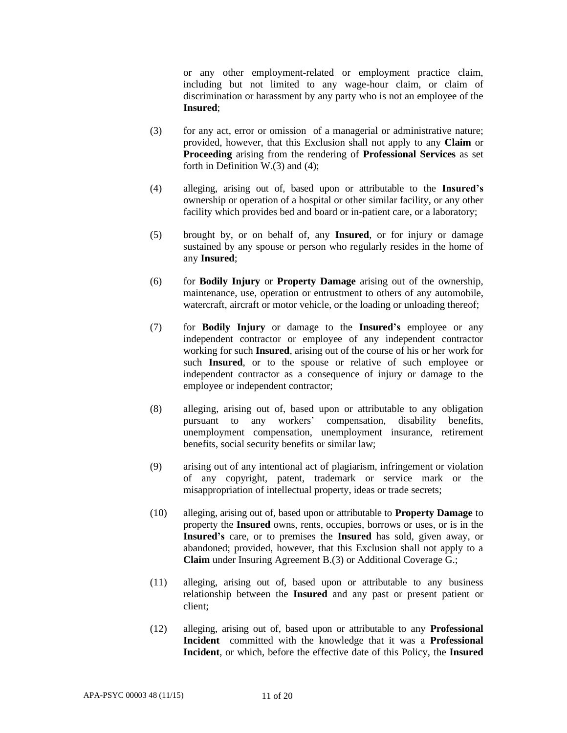or any other employment-related or employment practice claim, including but not limited to any wage-hour claim, or claim of discrimination or harassment by any party who is not an employee of the **Insured**;

(3) for any act, error or omission of a managerial or administrative nature; provided, however, that this Exclusion shall not apply to any **Claim** or **Proceeding** arising from the rendering of **Professional Services** as set forth in Definition W.(3) and (4);

(4) alleging, arising out of, based upon or attributable to the **Insured's** ownership or operation of a hospital or other similar facility, or any other facility which provides bed and board or in-patient care, or a laboratory;

(5) brought by, or on behalf of, any **Insured**, or for injury or damage sustained by any spouse or person who regularly resides in the home of any **Insured**;

(6) for **Bodily Injury** or **Property Damage** arising out of the ownership, maintenance, use, operation or entrustment to others of any automobile, watercraft, aircraft or motor vehicle, or the loading or unloading thereof;

(7) for **Bodily Injury** or damage to the **Insured's** employee or any independent contractor or employee of any independent contractor working for such **Insured**, arising out of the course of his or her work for such **Insured**, or to the spouse or relative of such employee or independent contractor as a consequence of injury or damage to the employee or independent contractor;

(8) alleging, arising out of, based upon or attributable to any obligation pursuant to any workers' compensation, disability benefits, unemployment compensation, unemployment insurance, retirement benefits, social security benefits or similar law;

(9) arising out of any intentional act of plagiarism, infringement or violation of any copyright, patent, trademark or service mark or the misappropriation of intellectual property, ideas or trade secrets;

(10) alleging, arising out of, based upon or attributable to **Property Damage** to property the **Insured** owns, rents, occupies, borrows or uses, or is in the **Insured's** care, or to premises the **Insured** has sold, given away, or abandoned; provided, however, that this Exclusion shall not apply to a **Claim** under Insuring Agreement B.(3) or Additional Coverage G.;

(11) alleging, arising out of, based upon or attributable to any business relationship between the **Insured** and any past or present patient or client;

(12) alleging, arising out of, based upon or attributable to any **Professional Incident** committed with the knowledge that it was a **Professional Incident**, or which, before the effective date of this Policy, the **Insured**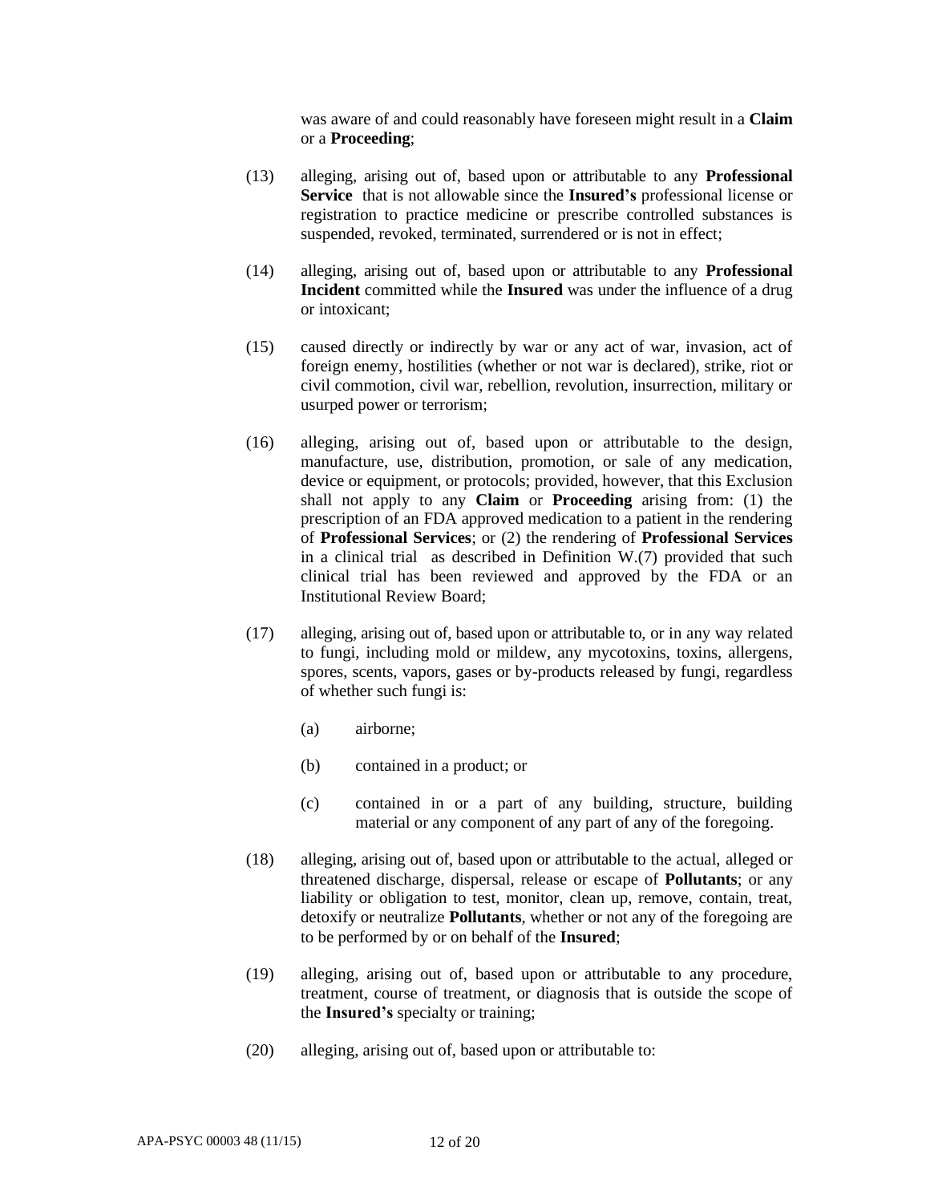was aware of and could reasonably have foreseen might result in a **Claim** or a **Proceeding**;

(13) alleging, arising out of, based upon or attributable to any **Professional Service** that is not allowable since the **Insured's** professional license or registration to practice medicine or prescribe controlled substances is suspended, revoked, terminated, surrendered or is not in effect;

(14) alleging, arising out of, based upon or attributable to any **Professional Incident** committed while the **Insured** was under the influence of a drug or intoxicant;

(15) caused directly or indirectly by war or any act of war, invasion, act of foreign enemy, hostilities (whether or not war is declared), strike, riot or civil commotion, civil war, rebellion, revolution, insurrection, military or usurped power or terrorism;

(16) alleging, arising out of, based upon or attributable to the design, manufacture, use, distribution, promotion, or sale of any medication, device or equipment, or protocols; provided, however, that this Exclusion shall not apply to any **Claim** or **Proceeding** arising from: (1) the prescription of an FDA approved medication to a patient in the rendering of **Professional Services**; or (2) the rendering of **Professional Services** in a clinical trial as described in Definition W.(7) provided that such clinical trial has been reviewed and approved by the FDA or an Institutional Review Board;

(17) alleging, arising out of, based upon or attributable to, or in any way related to fungi, including mold or mildew, any mycotoxins, toxins, allergens, spores, scents, vapors, gases or by-products released by fungi, regardless of whether such fungi is:

   (a) airborne;

   (b) contained in a product; or

   (c) contained in or a part of any building, structure, building material or any component of any part of any of the foregoing.

(18) alleging, arising out of, based upon or attributable to the actual, alleged or threatened discharge, dispersal, release or escape of **Pollutants**; or any liability or obligation to test, monitor, clean up, remove, contain, treat, detoxify or neutralize **Pollutants**, whether or not any of the foregoing are to be performed by or on behalf of the **Insured**;

(19) alleging, arising out of, based upon or attributable to any procedure, treatment, course of treatment, or diagnosis that is outside the scope of the **Insured's** specialty or training;

(20) alleging, arising out of, based upon or attributable to: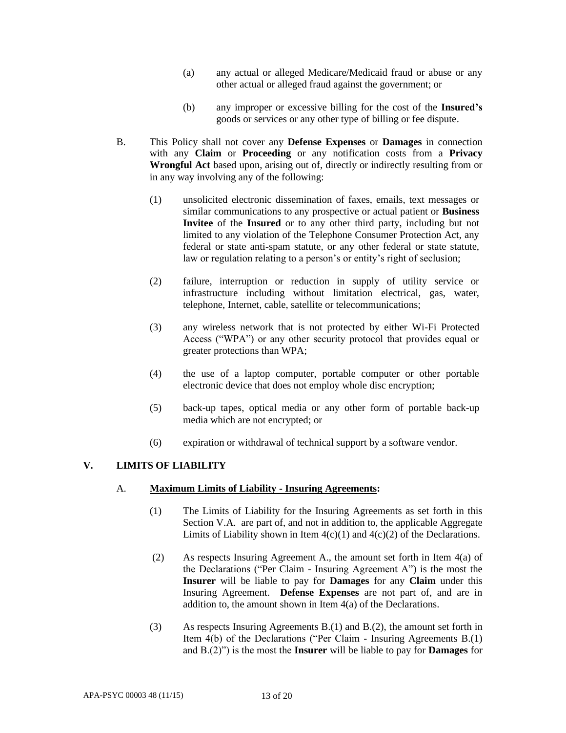(a) any actual or alleged Medicare/Medicaid fraud or abuse or any other actual or alleged fraud against the government; or

(b) any improper or excessive billing for the cost of the **Insured's** goods or services or any other type of billing or fee dispute.

B. This Policy shall not cover any **Defense Expenses** or **Damages** in connection with any **Claim** or **Proceeding** or any notification costs from a **Privacy Wrongful Act** based upon, arising out of, directly or indirectly resulting from or in any way involving any of the following:

(1) unsolicited electronic dissemination of faxes, emails, text messages or similar communications to any prospective or actual patient or **Business Invitee** of the **Insured** or to any other third party, including but not limited to any violation of the Telephone Consumer Protection Act, any federal or state anti-spam statute, or any other federal or state statute, law or regulation relating to a person's or entity's right of seclusion;

(2) failure, interruption or reduction in supply of utility service or infrastructure including without limitation electrical, gas, water, telephone, Internet, cable, satellite or telecommunications;

(3) any wireless network that is not protected by either Wi-Fi Protected Access ("WPA") or any other security protocol that provides equal or greater protections than WPA;

(4) the use of a laptop computer, portable computer or other portable electronic device that does not employ whole disc encryption;

(5) back-up tapes, optical media or any other form of portable back-up media which are not encrypted; or

(6) expiration or withdrawal of technical support by a software vendor.

## V. LIMITS OF LIABILITY

### A. <u>Maximum Limits of Liability - Insuring Agreements</u>:

(1) The Limits of Liability for the Insuring Agreements as set forth in this Section V.A. are part of, and not in addition to, the applicable Aggregate Limits of Liability shown in Item 4(c)(1) and 4(c)(2) of the Declarations.

(2) As respects Insuring Agreement A., the amount set forth in Item 4(a) of the Declarations ("Per Claim - Insuring Agreement A") is the most the **Insurer** will be liable to pay for **Damages** for any **Claim** under this Insuring Agreement. **Defense Expenses** are not part of, and are in addition to, the amount shown in Item 4(a) of the Declarations.

(3) As respects Insuring Agreements B.(1) and B.(2), the amount set forth in Item 4(b) of the Declarations ("Per Claim - Insuring Agreements B.(1) and B.(2)") is the most the **Insurer** will be liable to pay for **Damages** for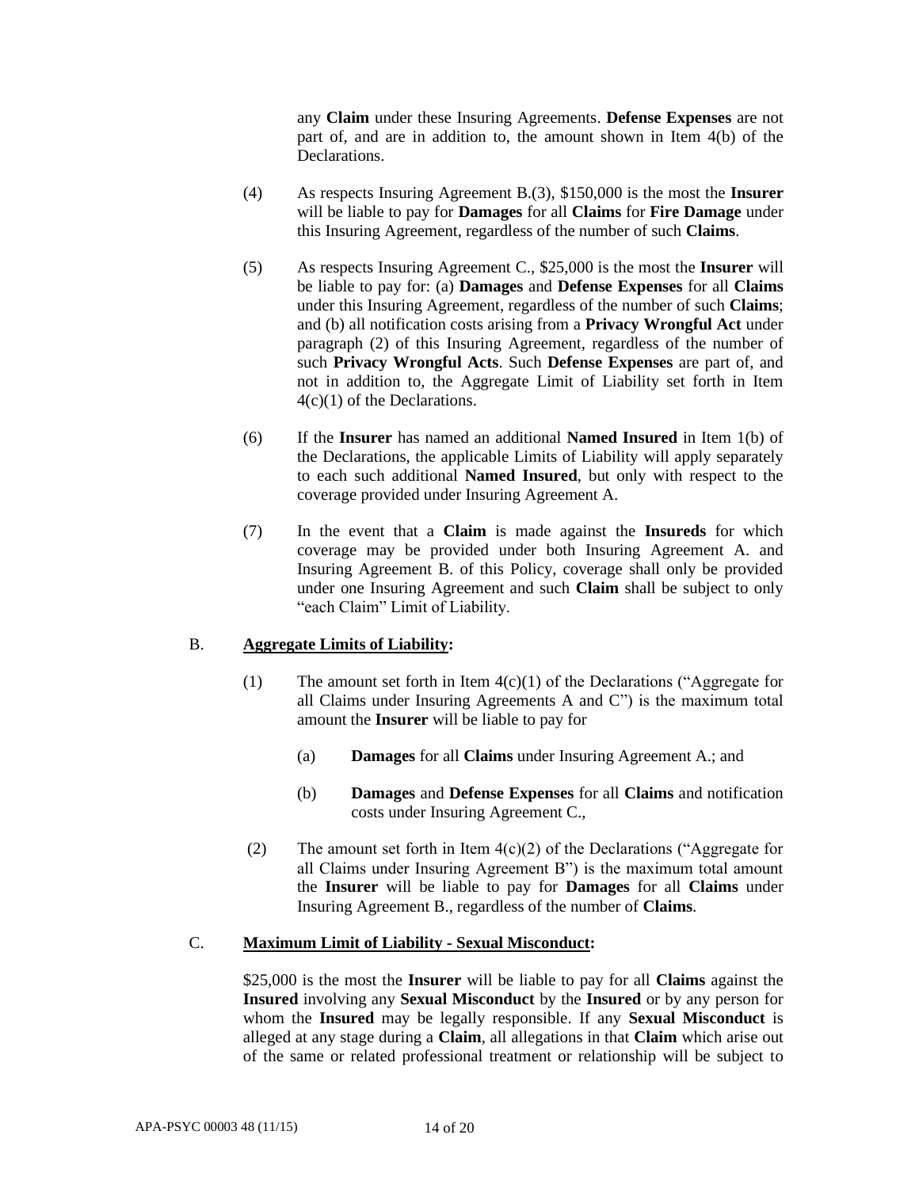any **Claim** under these Insuring Agreements. **Defense Expenses** are not part of, and are in addition to, the amount shown in Item 4(b) of the Declarations.

(4) As respects Insuring Agreement B.(3), $150,000 is the most the **Insurer** will be liable to pay for **Damages** for all **Claims** for **Fire Damage** under this Insuring Agreement, regardless of the number of such **Claims**.

(5) As respects Insuring Agreement C., $25,000 is the most the **Insurer** will be liable to pay for: (a) **Damages** and **Defense Expenses** for all **Claims** under this Insuring Agreement, regardless of the number of such **Claims**; and (b) all notification costs arising from a **Privacy Wrongful Act** under paragraph (2) of this Insuring Agreement, regardless of the number of such **Privacy Wrongful Acts**. Such **Defense Expenses** are part of, and not in addition to, the Aggregate Limit of Liability set forth in Item 4(c)(1) of the Declarations.

(6) If the **Insurer** has named an additional **Named Insured** in Item 1(b) of the Declarations, the applicable Limits of Liability will apply separately to each such additional **Named Insured**, but only with respect to the coverage provided under Insuring Agreement A.

(7) In the event that a **Claim** is made against the **Insureds** for which coverage may be provided under both Insuring Agreement A. and Insuring Agreement B. of this Policy, coverage shall only be provided under one Insuring Agreement and such **Claim** shall be subject to only "each Claim" Limit of Liability.

B. **Aggregate Limits of Liability:**

(1) The amount set forth in Item 4(c)(1) of the Declarations ("Aggregate for all Claims under Insuring Agreements A and C") is the maximum total amount the **Insurer** will be liable to pay for

(a) **Damages** for all **Claims** under Insuring Agreement A.; and

(b) **Damages** and **Defense Expenses** for all **Claims** and notification costs under Insuring Agreement C.,

(2) The amount set forth in Item 4(c)(2) of the Declarations ("Aggregate for all Claims under Insuring Agreement B") is the maximum total amount the **Insurer** will be liable to pay for **Damages** for all **Claims** under Insuring Agreement B., regardless of the number of **Claims**.

C. **Maximum Limit of Liability - Sexual Misconduct:**

$25,000 is the most the **Insurer** will be liable to pay for all **Claims** against the **Insured** involving any **Sexual Misconduct** by the **Insured** or by any person for whom the **Insured** may be legally responsible. If any **Sexual Misconduct** is alleged at any stage during a **Claim**, all allegations in that **Claim** which arise out of the same or related professional treatment or relationship will be subject to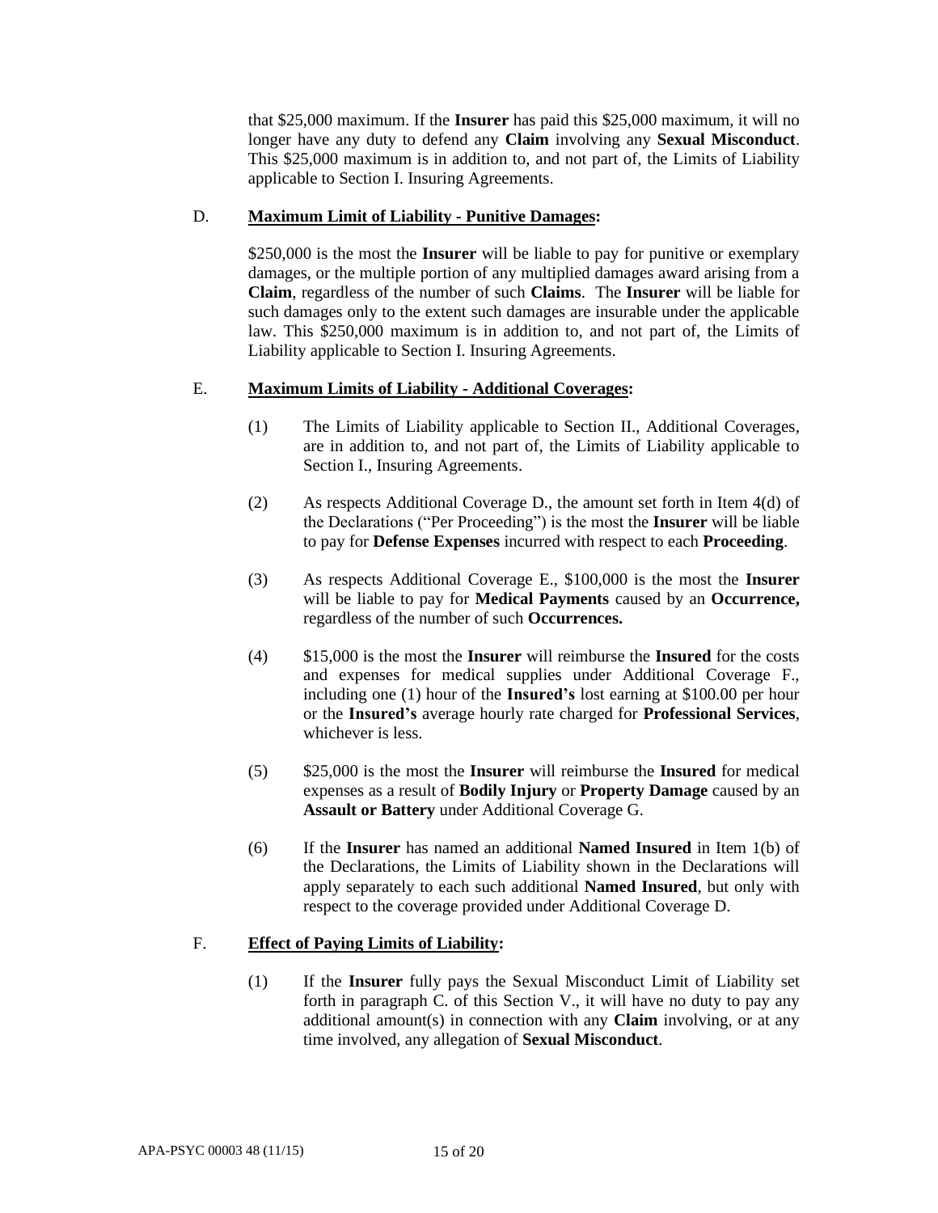that $25,000 maximum. If the **Insurer** has paid this $25,000 maximum, it will no longer have any duty to defend any **Claim** involving any **Sexual Misconduct**. This $25,000 maximum is in addition to, and not part of, the Limits of Liability applicable to Section I. Insuring Agreements.

D. **Maximum Limit of Liability - Punitive Damages:**

$250,000 is the most the **Insurer** will be liable to pay for punitive or exemplary damages, or the multiple portion of any multiplied damages award arising from a **Claim**, regardless of the number of such **Claims**. The **Insurer** will be liable for such damages only to the extent such damages are insurable under the applicable law. This $250,000 maximum is in addition to, and not part of, the Limits of Liability applicable to Section I. Insuring Agreements.

E. **Maximum Limits of Liability - Additional Coverages:**

(1) The Limits of Liability applicable to Section II., Additional Coverages, are in addition to, and not part of, the Limits of Liability applicable to Section I., Insuring Agreements.

(2) As respects Additional Coverage D., the amount set forth in Item 4(d) of the Declarations ("Per Proceeding") is the most the **Insurer** will be liable to pay for **Defense Expenses** incurred with respect to each **Proceeding**.

(3) As respects Additional Coverage E., $100,000 is the most the **Insurer** will be liable to pay for **Medical Payments** caused by an **Occurrence,** regardless of the number of such **Occurrences.**

(4) $15,000 is the most the **Insurer** will reimburse the **Insured** for the costs and expenses for medical supplies under Additional Coverage F., including one (1) hour of the **Insured's** lost earning at $100.00 per hour or the **Insured's** average hourly rate charged for **Professional Services**, whichever is less.

(5) $25,000 is the most the **Insurer** will reimburse the **Insured** for medical expenses as a result of **Bodily Injury** or **Property Damage** caused by an **Assault or Battery** under Additional Coverage G.

(6) If the **Insurer** has named an additional **Named Insured** in Item 1(b) of the Declarations, the Limits of Liability shown in the Declarations will apply separately to each such additional **Named Insured**, but only with respect to the coverage provided under Additional Coverage D.

F. **Effect of Paying Limits of Liability:**

(1) If the **Insurer** fully pays the Sexual Misconduct Limit of Liability set forth in paragraph C. of this Section V., it will have no duty to pay any additional amount(s) in connection with any **Claim** involving, or at any time involved, any allegation of **Sexual Misconduct**.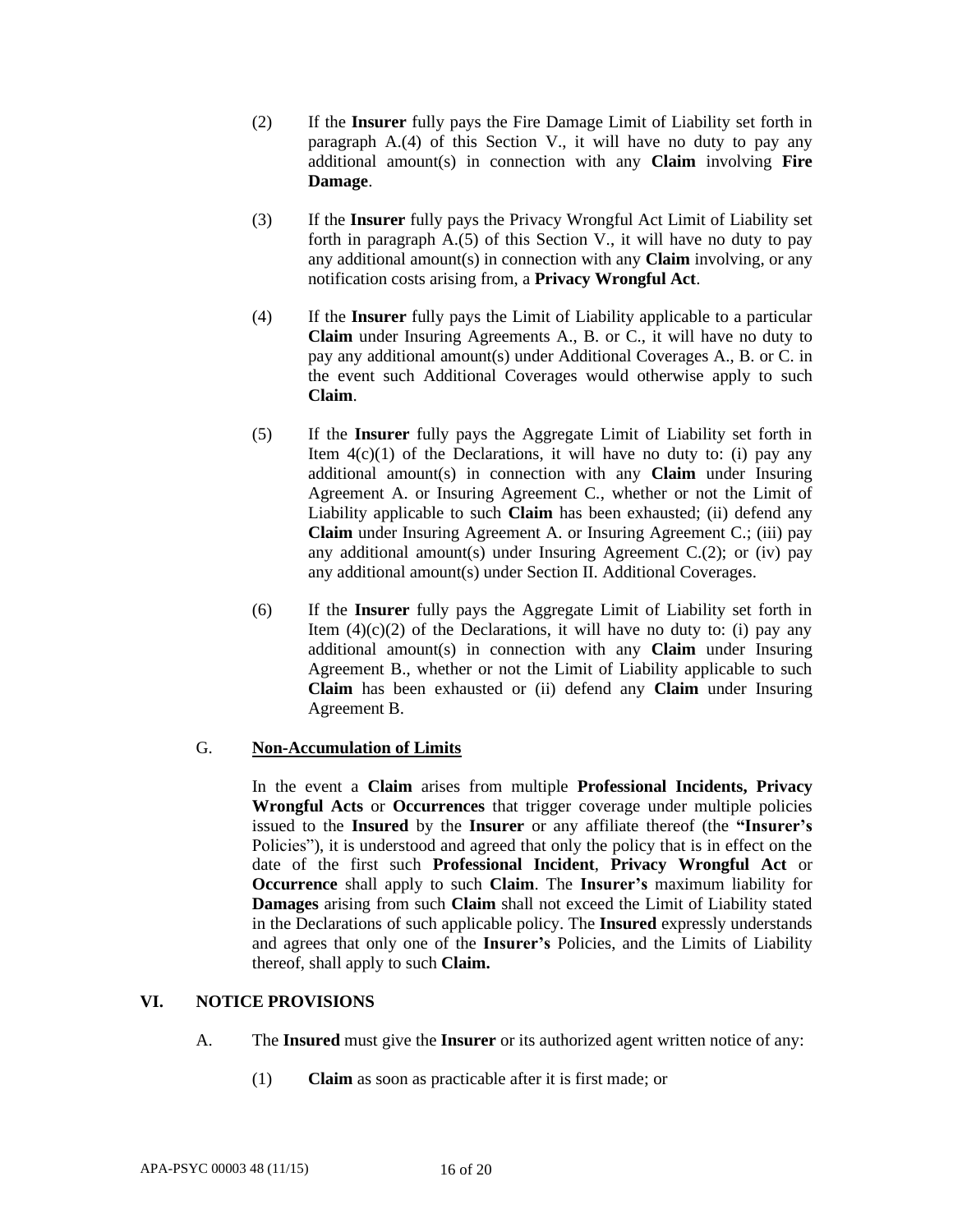(2) If the **Insurer** fully pays the Fire Damage Limit of Liability set forth in paragraph A.(4) of this Section V., it will have no duty to pay any additional amount(s) in connection with any **Claim** involving **Fire Damage**.

(3) If the **Insurer** fully pays the Privacy Wrongful Act Limit of Liability set forth in paragraph A.(5) of this Section V., it will have no duty to pay any additional amount(s) in connection with any **Claim** involving, or any notification costs arising from, a **Privacy Wrongful Act**.

(4) If the **Insurer** fully pays the Limit of Liability applicable to a particular **Claim** under Insuring Agreements A., B. or C., it will have no duty to pay any additional amount(s) under Additional Coverages A., B. or C. in the event such Additional Coverages would otherwise apply to such **Claim**.

(5) If the **Insurer** fully pays the Aggregate Limit of Liability set forth in Item 4(c)(1) of the Declarations, it will have no duty to: (i) pay any additional amount(s) in connection with any **Claim** under Insuring Agreement A. or Insuring Agreement C., whether or not the Limit of Liability applicable to such **Claim** has been exhausted; (ii) defend any **Claim** under Insuring Agreement A. or Insuring Agreement C.; (iii) pay any additional amount(s) under Insuring Agreement C.(2); or (iv) pay any additional amount(s) under Section II. Additional Coverages.

(6) If the **Insurer** fully pays the Aggregate Limit of Liability set forth in Item (4)(c)(2) of the Declarations, it will have no duty to: (i) pay any additional amount(s) in connection with any **Claim** under Insuring Agreement B., whether or not the Limit of Liability applicable to such **Claim** has been exhausted or (ii) defend any **Claim** under Insuring Agreement B.

G. **Non-Accumulation of Limits**

In the event a **Claim** arises from multiple **Professional Incidents, Privacy Wrongful Acts** or **Occurrences** that trigger coverage under multiple policies issued to the **Insured** by the **Insurer** or any affiliate thereof (the **"Insurer's** Policies"), it is understood and agreed that only the policy that is in effect on the date of the first such **Professional Incident**, **Privacy Wrongful Act** or **Occurrence** shall apply to such **Claim**. The **Insurer's** maximum liability for **Damages** arising from such **Claim** shall not exceed the Limit of Liability stated in the Declarations of such applicable policy. The **Insured** expressly understands and agrees that only one of the **Insurer's** Policies, and the Limits of Liability thereof, shall apply to such **Claim.**

## VI. NOTICE PROVISIONS

A. The **Insured** must give the **Insurer** or its authorized agent written notice of any:

(1) **Claim** as soon as practicable after it is first made; or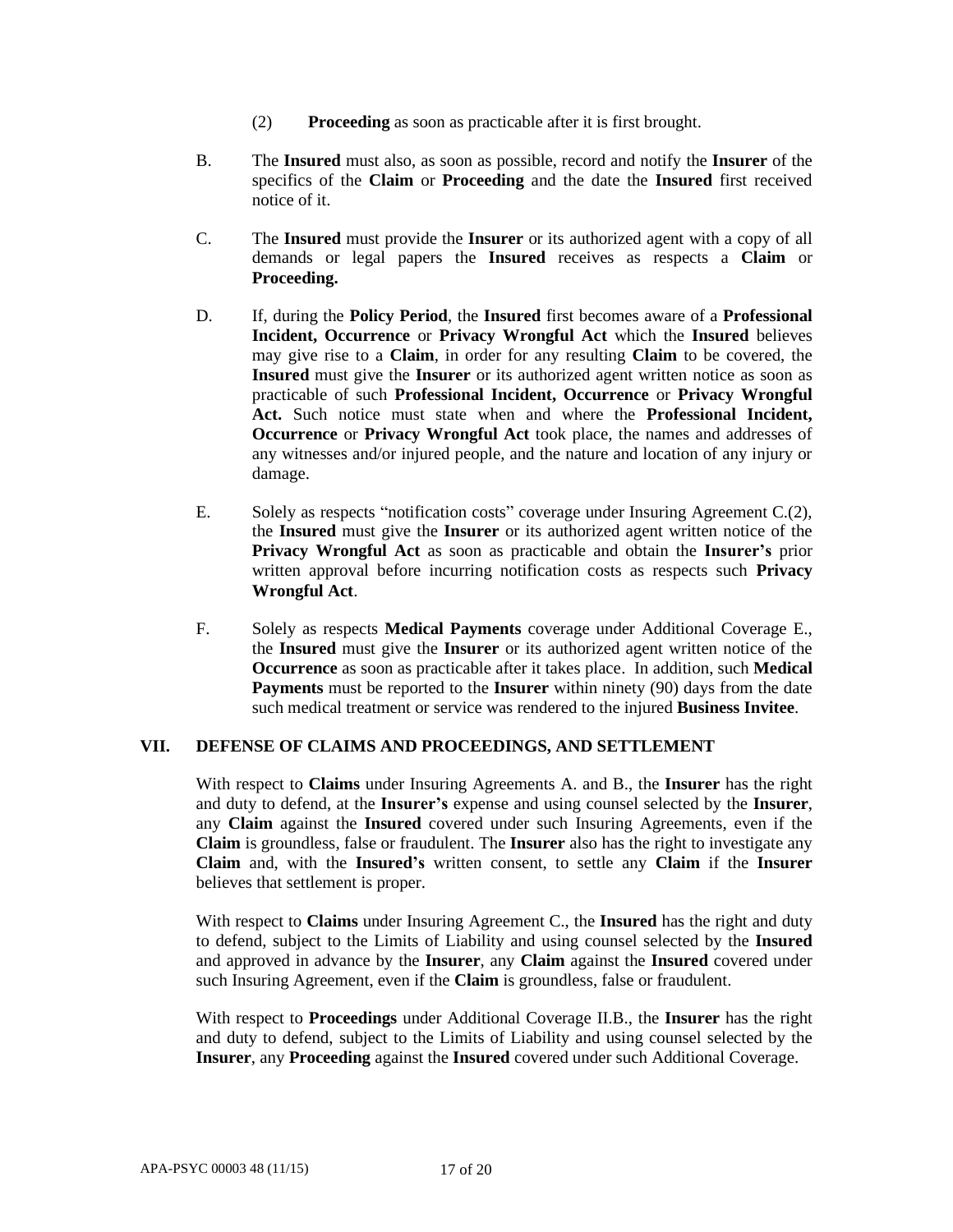(2) **Proceeding** as soon as practicable after it is first brought.

B. The **Insured** must also, as soon as possible, record and notify the **Insurer** of the specifics of the **Claim** or **Proceeding** and the date the **Insured** first received notice of it.

C. The **Insured** must provide the **Insurer** or its authorized agent with a copy of all demands or legal papers the **Insured** receives as respects a **Claim** or **Proceeding.**

D. If, during the **Policy Period**, the **Insured** first becomes aware of a **Professional Incident, Occurrence** or **Privacy Wrongful Act** which the **Insured** believes may give rise to a **Claim**, in order for any resulting **Claim** to be covered, the **Insured** must give the **Insurer** or its authorized agent written notice as soon as practicable of such **Professional Incident, Occurrence** or **Privacy Wrongful Act.** Such notice must state when and where the **Professional Incident, Occurrence** or **Privacy Wrongful Act** took place, the names and addresses of any witnesses and/or injured people, and the nature and location of any injury or damage.

E. Solely as respects "notification costs" coverage under Insuring Agreement C.(2), the **Insured** must give the **Insurer** or its authorized agent written notice of the **Privacy Wrongful Act** as soon as practicable and obtain the **Insurer's** prior written approval before incurring notification costs as respects such **Privacy Wrongful Act**.

F. Solely as respects **Medical Payments** coverage under Additional Coverage E., the **Insured** must give the **Insurer** or its authorized agent written notice of the **Occurrence** as soon as practicable after it takes place. In addition, such **Medical Payments** must be reported to the **Insurer** within ninety (90) days from the date such medical treatment or service was rendered to the injured **Business Invitee**.

## VII. DEFENSE OF CLAIMS AND PROCEEDINGS, AND SETTLEMENT

With respect to **Claims** under Insuring Agreements A. and B., the **Insurer** has the right and duty to defend, at the **Insurer's** expense and using counsel selected by the **Insurer**, any **Claim** against the **Insured** covered under such Insuring Agreements, even if the **Claim** is groundless, false or fraudulent. The **Insurer** also has the right to investigate any **Claim** and, with the **Insured's** written consent, to settle any **Claim** if the **Insurer** believes that settlement is proper.

With respect to **Claims** under Insuring Agreement C., the **Insured** has the right and duty to defend, subject to the Limits of Liability and using counsel selected by the **Insured** and approved in advance by the **Insurer**, any **Claim** against the **Insured** covered under such Insuring Agreement, even if the **Claim** is groundless, false or fraudulent.

With respect to **Proceedings** under Additional Coverage II.B., the **Insurer** has the right and duty to defend, subject to the Limits of Liability and using counsel selected by the **Insurer**, any **Proceeding** against the **Insured** covered under such Additional Coverage.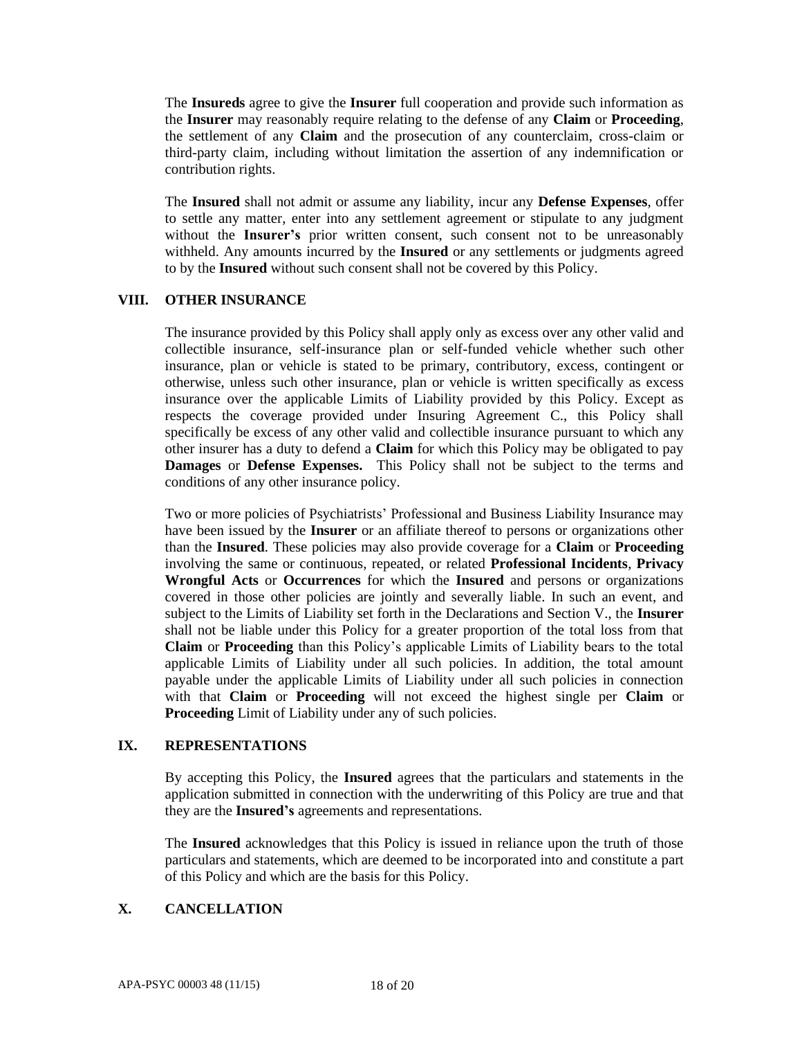The **Insureds** agree to give the **Insurer** full cooperation and provide such information as the **Insurer** may reasonably require relating to the defense of any **Claim** or **Proceeding**, the settlement of any **Claim** and the prosecution of any counterclaim, cross-claim or third-party claim, including without limitation the assertion of any indemnification or contribution rights.

The **Insured** shall not admit or assume any liability, incur any **Defense Expenses**, offer to settle any matter, enter into any settlement agreement or stipulate to any judgment without the **Insurer's** prior written consent, such consent not to be unreasonably withheld. Any amounts incurred by the **Insured** or any settlements or judgments agreed to by the **Insured** without such consent shall not be covered by this Policy.

## VIII. OTHER INSURANCE

The insurance provided by this Policy shall apply only as excess over any other valid and collectible insurance, self-insurance plan or self-funded vehicle whether such other insurance, plan or vehicle is stated to be primary, contributory, excess, contingent or otherwise, unless such other insurance, plan or vehicle is written specifically as excess insurance over the applicable Limits of Liability provided by this Policy. Except as respects the coverage provided under Insuring Agreement C., this Policy shall specifically be excess of any other valid and collectible insurance pursuant to which any other insurer has a duty to defend a **Claim** for which this Policy may be obligated to pay **Damages** or **Defense Expenses.** This Policy shall not be subject to the terms and conditions of any other insurance policy.

Two or more policies of Psychiatrists' Professional and Business Liability Insurance may have been issued by the **Insurer** or an affiliate thereof to persons or organizations other than the **Insured**. These policies may also provide coverage for a **Claim** or **Proceeding** involving the same or continuous, repeated, or related **Professional Incidents**, **Privacy Wrongful Acts** or **Occurrences** for which the **Insured** and persons or organizations covered in those other policies are jointly and severally liable. In such an event, and subject to the Limits of Liability set forth in the Declarations and Section V., the **Insurer** shall not be liable under this Policy for a greater proportion of the total loss from that **Claim** or **Proceeding** than this Policy's applicable Limits of Liability bears to the total applicable Limits of Liability under all such policies. In addition, the total amount payable under the applicable Limits of Liability under all such policies in connection with that **Claim** or **Proceeding** will not exceed the highest single per **Claim** or **Proceeding** Limit of Liability under any of such policies.

## IX. REPRESENTATIONS

By accepting this Policy, the **Insured** agrees that the particulars and statements in the application submitted in connection with the underwriting of this Policy are true and that they are the **Insured's** agreements and representations.

The **Insured** acknowledges that this Policy is issued in reliance upon the truth of those particulars and statements, which are deemed to be incorporated into and constitute a part of this Policy and which are the basis for this Policy.

## X. CANCELLATION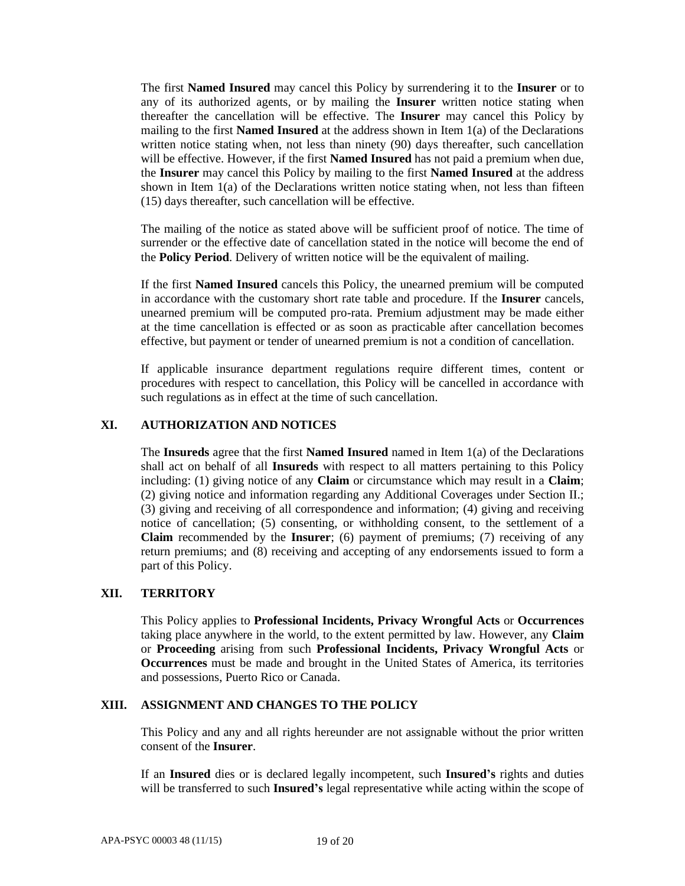The first **Named Insured** may cancel this Policy by surrendering it to the **Insurer** or to any of its authorized agents, or by mailing the **Insurer** written notice stating when thereafter the cancellation will be effective. The **Insurer** may cancel this Policy by mailing to the first **Named Insured** at the address shown in Item 1(a) of the Declarations written notice stating when, not less than ninety (90) days thereafter, such cancellation will be effective. However, if the first **Named Insured** has not paid a premium when due, the **Insurer** may cancel this Policy by mailing to the first **Named Insured** at the address shown in Item 1(a) of the Declarations written notice stating when, not less than fifteen (15) days thereafter, such cancellation will be effective.

The mailing of the notice as stated above will be sufficient proof of notice. The time of surrender or the effective date of cancellation stated in the notice will become the end of the **Policy Period**. Delivery of written notice will be the equivalent of mailing.

If the first **Named Insured** cancels this Policy, the unearned premium will be computed in accordance with the customary short rate table and procedure. If the **Insurer** cancels, unearned premium will be computed pro-rata. Premium adjustment may be made either at the time cancellation is effected or as soon as practicable after cancellation becomes effective, but payment or tender of unearned premium is not a condition of cancellation.

If applicable insurance department regulations require different times, content or procedures with respect to cancellation, this Policy will be cancelled in accordance with such regulations as in effect at the time of such cancellation.

## XI. AUTHORIZATION AND NOTICES

The **Insureds** agree that the first **Named Insured** named in Item 1(a) of the Declarations shall act on behalf of all **Insureds** with respect to all matters pertaining to this Policy including: (1) giving notice of any **Claim** or circumstance which may result in a **Claim**; (2) giving notice and information regarding any Additional Coverages under Section II.; (3) giving and receiving of all correspondence and information; (4) giving and receiving notice of cancellation; (5) consenting, or withholding consent, to the settlement of a **Claim** recommended by the **Insurer**; (6) payment of premiums; (7) receiving of any return premiums; and (8) receiving and accepting of any endorsements issued to form a part of this Policy.

## XII. TERRITORY

This Policy applies to **Professional Incidents, Privacy Wrongful Acts** or **Occurrences** taking place anywhere in the world, to the extent permitted by law. However, any **Claim** or **Proceeding** arising from such **Professional Incidents, Privacy Wrongful Acts** or **Occurrences** must be made and brought in the United States of America, its territories and possessions, Puerto Rico or Canada.

## XIII. ASSIGNMENT AND CHANGES TO THE POLICY

This Policy and any and all rights hereunder are not assignable without the prior written consent of the **Insurer**.

If an **Insured** dies or is declared legally incompetent, such **Insured's** rights and duties will be transferred to such **Insured's** legal representative while acting within the scope of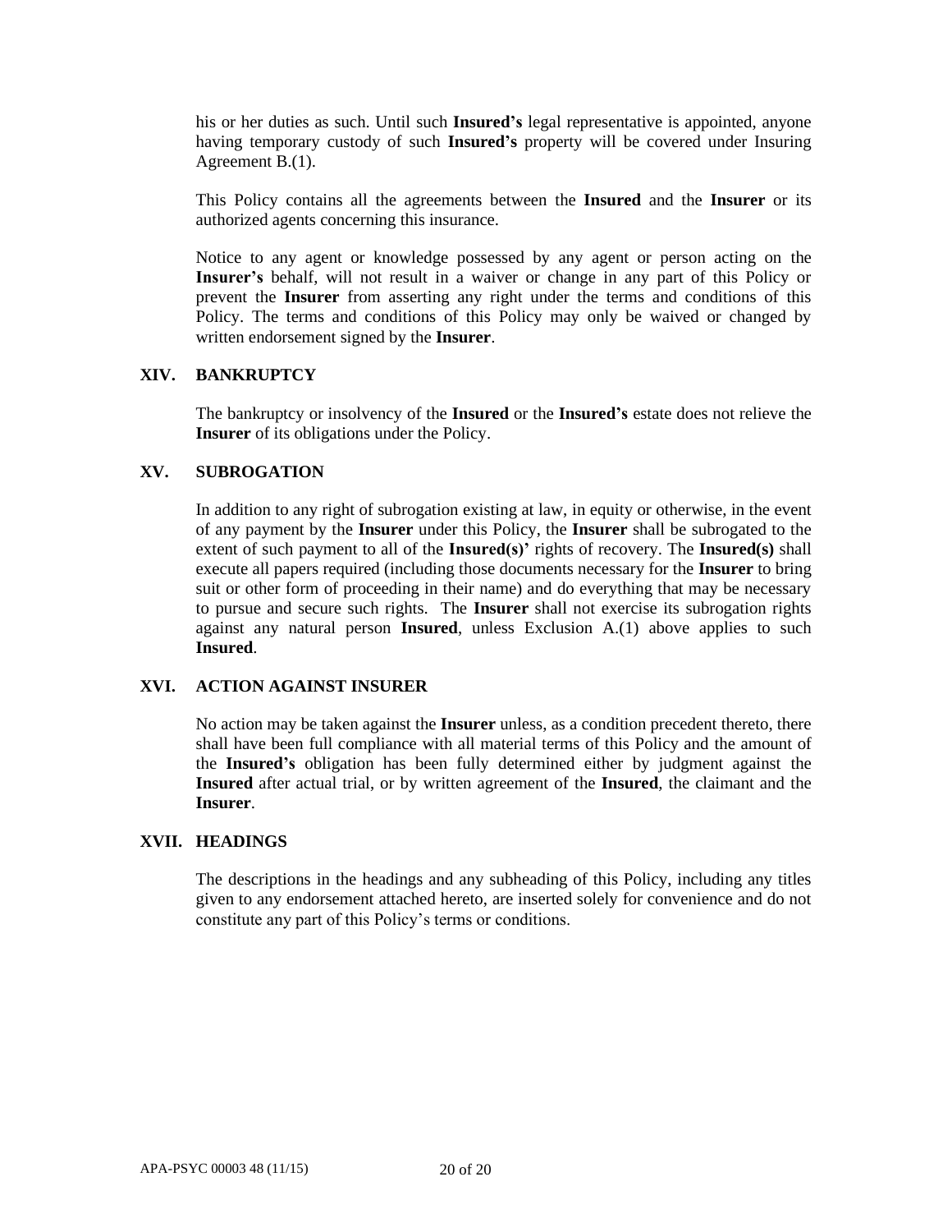his or her duties as such. Until such **Insured's** legal representative is appointed, anyone having temporary custody of such **Insured's** property will be covered under Insuring Agreement B.(1).

This Policy contains all the agreements between the **Insured** and the **Insurer** or its authorized agents concerning this insurance.

Notice to any agent or knowledge possessed by any agent or person acting on the **Insurer's** behalf, will not result in a waiver or change in any part of this Policy or prevent the **Insurer** from asserting any right under the terms and conditions of this Policy. The terms and conditions of this Policy may only be waived or changed by written endorsement signed by the **Insurer**.

## XIV. BANKRUPTCY

The bankruptcy or insolvency of the **Insured** or the **Insured's** estate does not relieve the **Insurer** of its obligations under the Policy.

## XV. SUBROGATION

In addition to any right of subrogation existing at law, in equity or otherwise, in the event of any payment by the **Insurer** under this Policy, the **Insurer** shall be subrogated to the extent of such payment to all of the **Insured(s)'** rights of recovery. The **Insured(s)** shall execute all papers required (including those documents necessary for the **Insurer** to bring suit or other form of proceeding in their name) and do everything that may be necessary to pursue and secure such rights. The **Insurer** shall not exercise its subrogation rights against any natural person **Insured**, unless Exclusion A.(1) above applies to such **Insured**.

## XVI. ACTION AGAINST INSURER

No action may be taken against the **Insurer** unless, as a condition precedent thereto, there shall have been full compliance with all material terms of this Policy and the amount of the **Insured's** obligation has been fully determined either by judgment against the **Insured** after actual trial, or by written agreement of the **Insured**, the claimant and the **Insurer**.

## XVII. HEADINGS

The descriptions in the headings and any subheading of this Policy, including any titles given to any endorsement attached hereto, are inserted solely for convenience and do not constitute any part of this Policy's terms or conditions.

APA-PSYC 00003 48 (11/15)